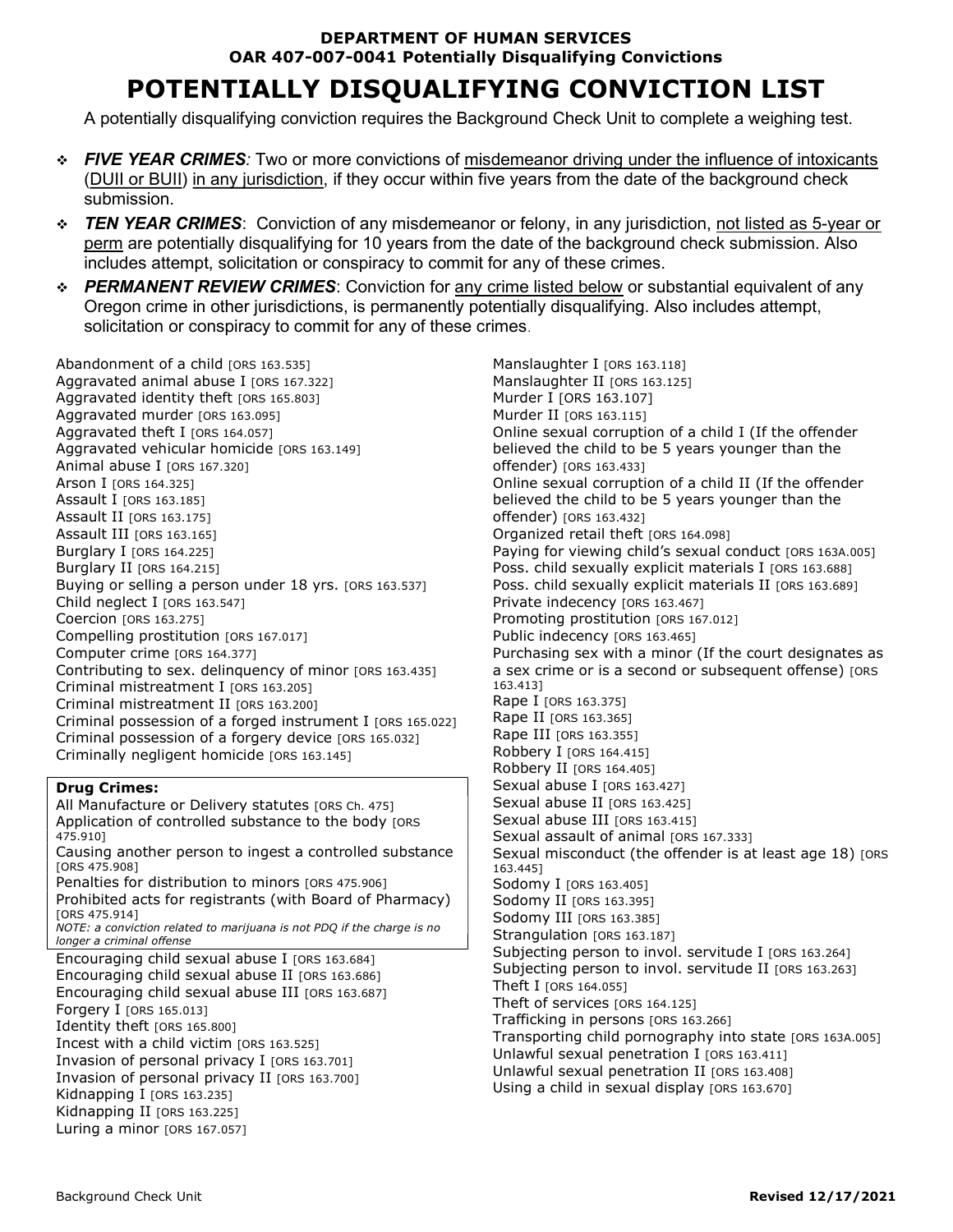**DEPARTMENT OF HUMAN SERVICES**
**OAR 407-007-0041 Potentially Disqualifying Convictions**

# POTENTIALLY DISQUALIFYING CONVICTION LIST

A potentially disqualifying conviction requires the Background Check Unit to complete a weighing test.

- ***FIVE YEAR CRIMES****:* Two or more convictions of <u>misdemeanor driving under the influence of intoxicants</u> (<u>DUII or BUII</u>) <u>in any jurisdiction</u>, if they occur within five years from the date of the background check submission.
- ***TEN YEAR CRIMES***: Conviction of any misdemeanor or felony, in any jurisdiction, <u>not listed as 5-year or perm</u> are potentially disqualifying for 10 years from the date of the background check submission. Also includes attempt, solicitation or conspiracy to commit for any of these crimes.
- ***PERMANENT REVIEW CRIMES***: Conviction for <u>any crime listed below</u> or substantial equivalent of any Oregon crime in other jurisdictions, is permanently potentially disqualifying. Also includes attempt, solicitation or conspiracy to commit for any of these crimes.

Abandonment of a child [ORS 163.535]
Aggravated animal abuse I [ORS 167.322]
Aggravated identity theft [ORS 165.803]
Aggravated murder [ORS 163.095]
Aggravated theft I [ORS 164.057]
Aggravated vehicular homicide [ORS 163.149]
Animal abuse I [ORS 167.320]
Arson I [ORS 164.325]
Assault I [ORS 163.185]
Assault II [ORS 163.175]
Assault III [ORS 163.165]
Burglary I [ORS 164.225]
Burglary II [ORS 164.215]
Buying or selling a person under 18 yrs. [ORS 163.537]
Child neglect I [ORS 163.547]
Coercion [ORS 163.275]
Compelling prostitution [ORS 167.017]
Computer crime [ORS 164.377]
Contributing to sex. delinquency of minor [ORS 163.435]
Criminal mistreatment I [ORS 163.205]
Criminal mistreatment II [ORS 163.200]
Criminal possession of a forged instrument I [ORS 165.022]
Criminal possession of a forgery device [ORS 165.032]
Criminally negligent homicide [ORS 163.145]

**Drug Crimes:**
All Manufacture or Delivery statutes [ORS Ch. 475]
Application of controlled substance to the body [ORS 475.910]
Causing another person to ingest a controlled substance [ORS 475.908]
Penalties for distribution to minors [ORS 475.906]
Prohibited acts for registrants (with Board of Pharmacy) [ORS 475.914]
*NOTE: a conviction related to marijuana is not PDQ if the charge is no longer a criminal offense*

Encouraging child sexual abuse I [ORS 163.684]
Encouraging child sexual abuse II [ORS 163.686]
Encouraging child sexual abuse III [ORS 163.687]
Forgery I [ORS 165.013]
Identity theft [ORS 165.800]
Incest with a child victim [ORS 163.525]
Invasion of personal privacy I [ORS 163.701]
Invasion of personal privacy II [ORS 163.700]
Kidnapping I [ORS 163.235]
Kidnapping II [ORS 163.225]
Luring a minor [ORS 167.057]
Manslaughter I [ORS 163.118]
Manslaughter II [ORS 163.125]
Murder I [ORS 163.107]
Murder II [ORS 163.115]
Online sexual corruption of a child I (If the offender believed the child to be 5 years younger than the offender) [ORS 163.433]
Online sexual corruption of a child II (If the offender believed the child to be 5 years younger than the offender) [ORS 163.432]
Organized retail theft [ORS 164.098]
Paying for viewing child's sexual conduct [ORS 163A.005]
Poss. child sexually explicit materials I [ORS 163.688]
Poss. child sexually explicit materials II [ORS 163.689]
Private indecency [ORS 163.467]
Promoting prostitution [ORS 167.012]
Public indecency [ORS 163.465]
Purchasing sex with a minor (If the court designates as a sex crime or is a second or subsequent offense) [ORS 163.413]
Rape I [ORS 163.375]
Rape II [ORS 163.365]
Rape III [ORS 163.355]
Robbery I [ORS 164.415]
Robbery II [ORS 164.405]
Sexual abuse I [ORS 163.427]
Sexual abuse II [ORS 163.425]
Sexual abuse III [ORS 163.415]
Sexual assault of animal [ORS 167.333]
Sexual misconduct (the offender is at least age 18) [ORS 163.445]
Sodomy I [ORS 163.405]
Sodomy II [ORS 163.395]
Sodomy III [ORS 163.385]
Strangulation [ORS 163.187]
Subjecting person to invol. servitude I [ORS 163.264]
Subjecting person to invol. servitude II [ORS 163.263]
Theft I [ORS 164.055]
Theft of services [ORS 164.125]
Trafficking in persons [ORS 163.266]
Transporting child pornography into state [ORS 163A.005]
Unlawful sexual penetration I [ORS 163.411]
Unlawful sexual penetration II [ORS 163.408]
Using a child in sexual display [ORS 163.670]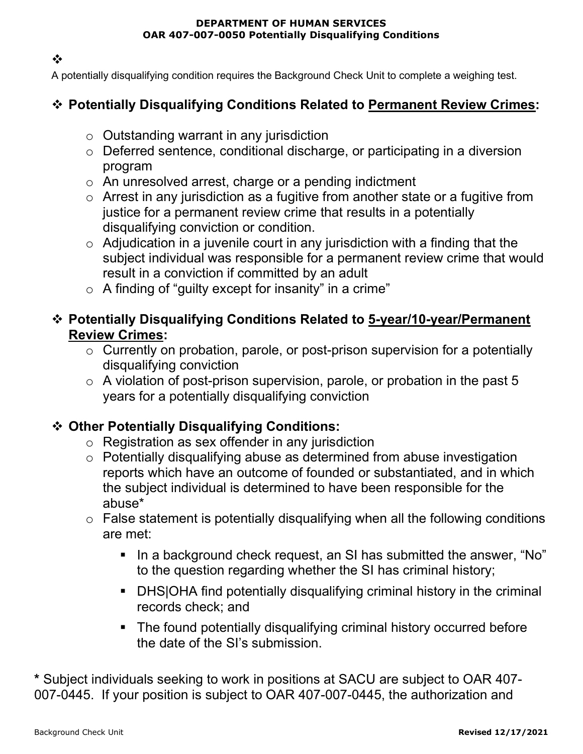**DEPARTMENT OF HUMAN SERVICES**
**OAR 407-007-0050 Potentially Disqualifying Conditions**

❖

A potentially disqualifying condition requires the Background Check Unit to complete a weighing test.

## ❖ Potentially Disqualifying Conditions Related to Permanent Review Crimes:

- Outstanding warrant in any jurisdiction
- Deferred sentence, conditional discharge, or participating in a diversion program
- An unresolved arrest, charge or a pending indictment
- Arrest in any jurisdiction as a fugitive from another state or a fugitive from justice for a permanent review crime that results in a potentially disqualifying conviction or condition.
- Adjudication in a juvenile court in any jurisdiction with a finding that the subject individual was responsible for a permanent review crime that would result in a conviction if committed by an adult
- A finding of "guilty except for insanity" in a crime"

## ❖ Potentially Disqualifying Conditions Related to 5-year/10-year/Permanent Review Crimes:

- Currently on probation, parole, or post-prison supervision for a potentially disqualifying conviction
- A violation of post-prison supervision, parole, or probation in the past 5 years for a potentially disqualifying conviction

## ❖ Other Potentially Disqualifying Conditions:

- Registration as sex offender in any jurisdiction
- Potentially disqualifying abuse as determined from abuse investigation reports which have an outcome of founded or substantiated, and in which the subject individual is determined to have been responsible for the abuse*
- False statement is potentially disqualifying when all the following conditions are met:
  - In a background check request, an SI has submitted the answer, "No" to the question regarding whether the SI has criminal history;
  - DHS|OHA find potentially disqualifying criminal history in the criminal records check; and
  - The found potentially disqualifying criminal history occurred before the date of the SI's submission.

**\*** Subject individuals seeking to work in positions at SACU are subject to OAR 407-007-0445. If your position is subject to OAR 407-007-0445, the authorization and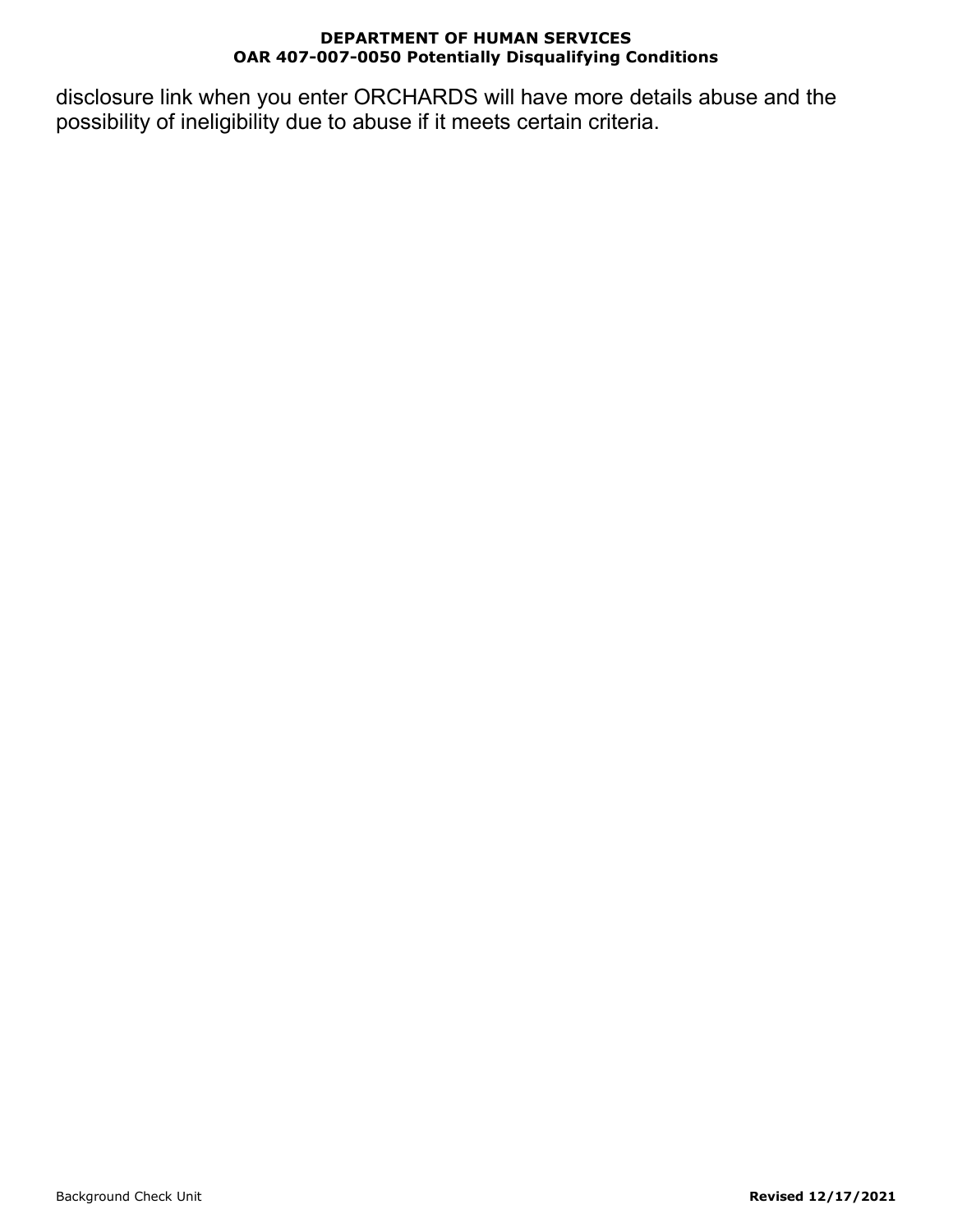disclosure link when you enter ORCHARDS will have more details abuse and the possibility of ineligibility due to abuse if it meets certain criteria.